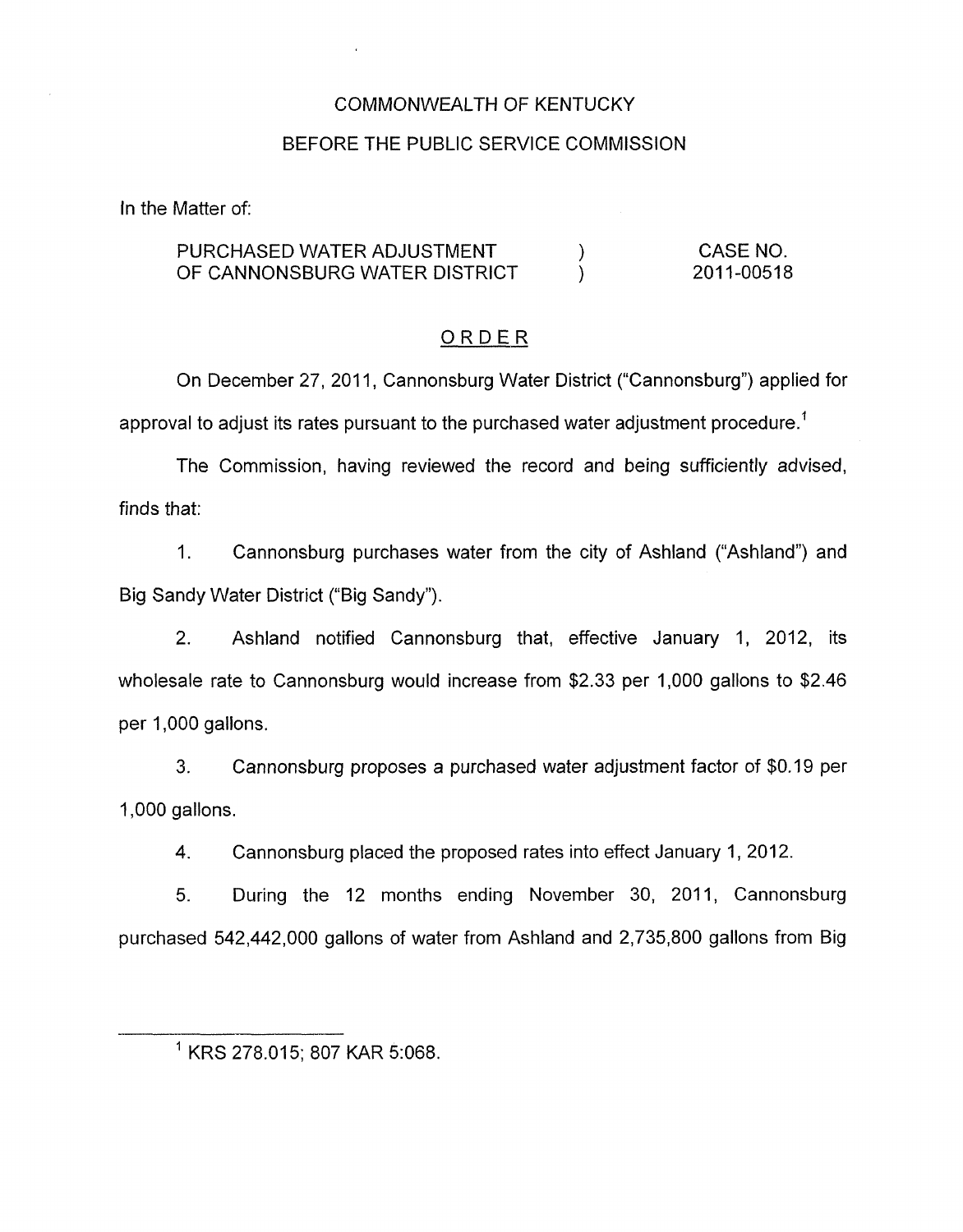COMMONWEALTH OF KENTUCKY

BEFORE THE PUBLIC SERVICE COMMISSION

In the Matter of:

| | | |
|---|---|---|
| PURCHASED WATER ADJUSTMENT OF CANNONSBURG WATER DISTRICT | ) ) | CASE NO. 2011-00518 |

## ORDER

On December 27, 2011, Cannonsburg Water District ("Cannonsburg") applied for approval to adjust its rates pursuant to the purchased water adjustment procedure.[1]

The Commission, having reviewed the record and being sufficiently advised, finds that:

1. Cannonsburg purchases water from the city of Ashland ("Ashland") and Big Sandy Water District ("Big Sandy").

2. Ashland notified Cannonsburg that, effective January 1, 2012, its wholesale rate to Cannonsburg would increase from $2.33 per 1,000 gallons to $2.46 per 1,000 gallons.

3. Cannonsburg proposes a purchased water adjustment factor of $0.19 per 1,000 gallons.

4. Cannonsburg placed the proposed rates into effect January 1, 2012.

5. During the 12 months ending November 30, 2011, Cannonsburg purchased 542,442,000 gallons of water from Ashland and 2,735,800 gallons from Big

---

[1] KRS 278.015; 807 KAR 5:068.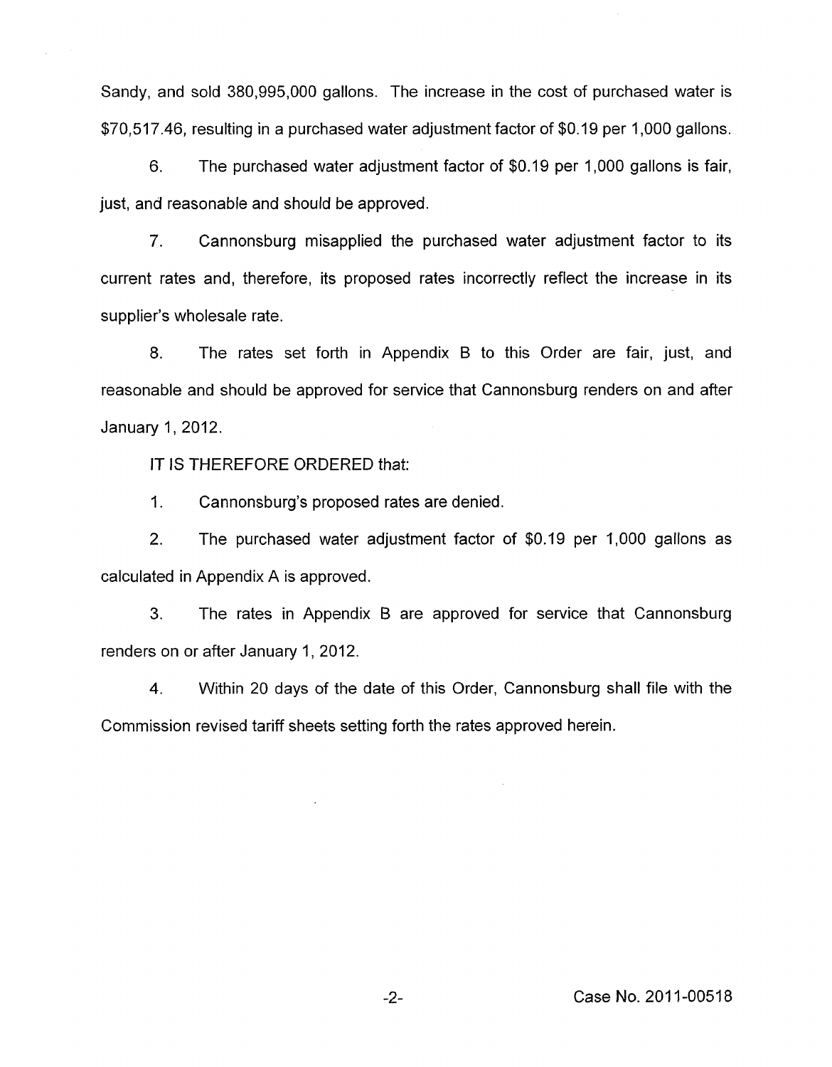Sandy, and sold 380,995,000 gallons. The increase in the cost of purchased water is $70,517.46, resulting in a purchased water adjustment factor of $0.19 per 1,000 gallons.

6. The purchased water adjustment factor of $0.19 per 1,000 gallons is fair, just, and reasonable and should be approved.

7. Cannonsburg misapplied the purchased water adjustment factor to its current rates and, therefore, its proposed rates incorrectly reflect the increase in its supplier's wholesale rate.

8. The rates set forth in Appendix B to this Order are fair, just, and reasonable and should be approved for service that Cannonsburg renders on and after January 1, 2012.

IT IS THEREFORE ORDERED that:

1. Cannonsburg's proposed rates are denied.

2. The purchased water adjustment factor of $0.19 per 1,000 gallons as calculated in Appendix A is approved.

3. The rates in Appendix B are approved for service that Cannonsburg renders on or after January 1, 2012.

4. Within 20 days of the date of this Order, Cannonsburg shall file with the Commission revised tariff sheets setting forth the rates approved herein.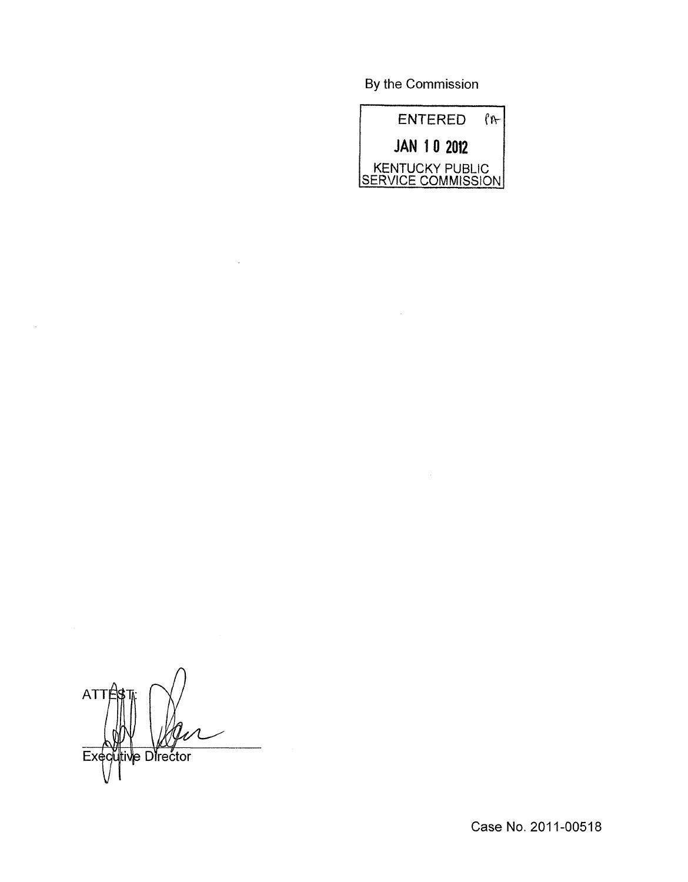By the Commission

ENTERED

JAN 10 2012

KENTUCKY PUBLIC SERVICE COMMISSION

ATTEST:

Executive Director

Case No. 2011-00518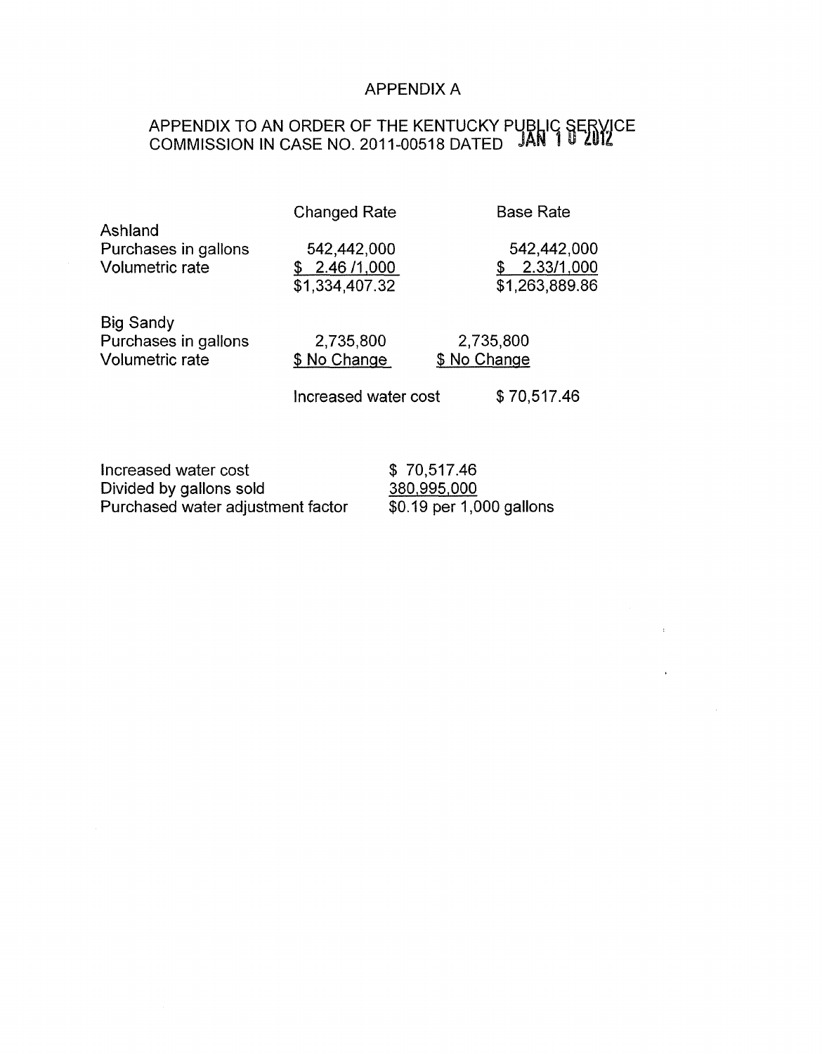# APPENDIX A

## APPENDIX TO AN ORDER OF THE KENTUCKY PUBLIC SERVICE COMMISSION IN CASE NO. 2011-00518 DATED JAN 10 2012

| | Changed Rate | Base Rate |
|---|---|---|
| Ashland | | |
| Purchases in gallons | 542,442,000 | 542,442,000 |
| Volumetric rate | $ 2.46 /1,000 | $ 2.33/1,000 |
| | $1,334,407.32 | $1,263,889.86 |
| Big Sandy | | |
| Purchases in gallons | 2,735,800 | 2,735,800 |
| Volumetric rate | $ No Change | $ No Change |
| | Increased water cost | $ 70,517.46 |

| | |
|---|---|
| Increased water cost | $ 70,517.46 |
| Divided by gallons sold | 380,995,000 |
| Purchased water adjustment factor | $0.19 per 1,000 gallons |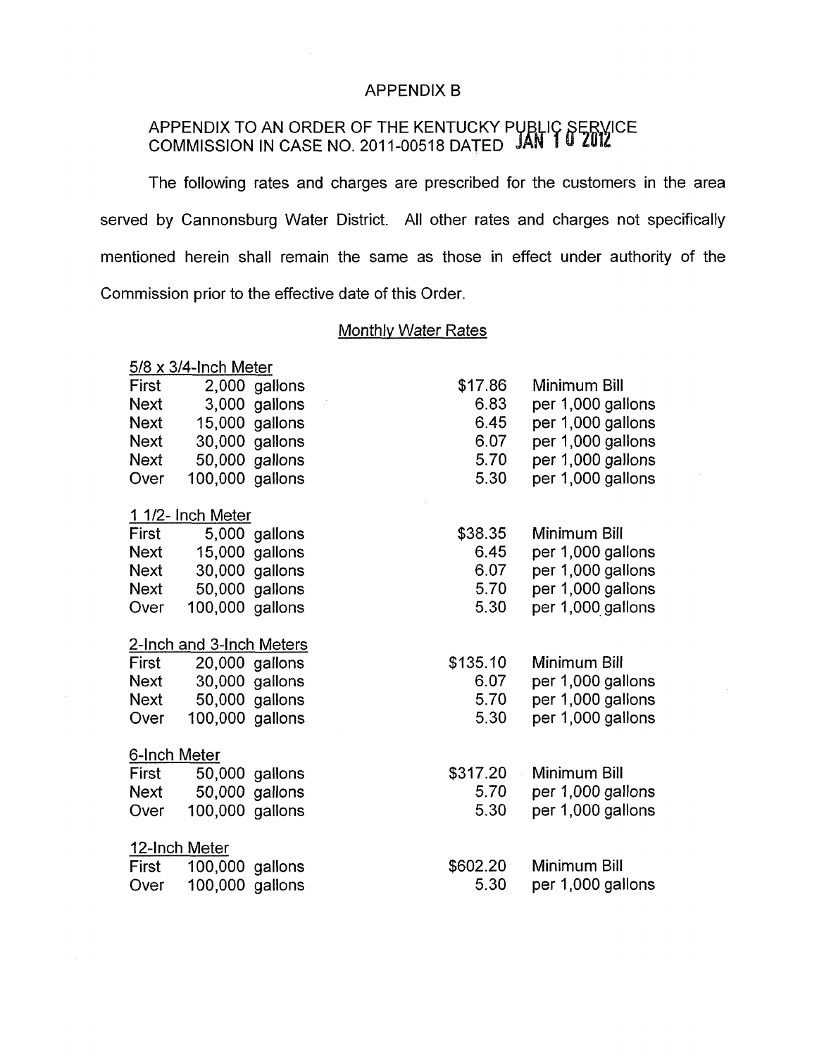APPENDIX B

APPENDIX TO AN ORDER OF THE KENTUCKY PUBLIC SERVICE COMMISSION IN CASE NO. 2011-00518 DATED JAN 10 2012

The following rates and charges are prescribed for the customers in the area served by Cannonsburg Water District. All other rates and charges not specifically mentioned herein shall remain the same as those in effect under authority of the Commission prior to the effective date of this Order.

Monthly Water Rates

| 5/8 x 3/4-Inch Meter | | | |
|---|---|---|---|
| First | 2,000 gallons | $17.86 | Minimum Bill |
| Next | 3,000 gallons | 6.83 | per 1,000 gallons |
| Next | 15,000 gallons | 6.45 | per 1,000 gallons |
| Next | 30,000 gallons | 6.07 | per 1,000 gallons |
| Next | 50,000 gallons | 5.70 | per 1,000 gallons |
| Over | 100,000 gallons | 5.30 | per 1,000 gallons |
| **1 1/2- Inch Meter** | | | |
| First | 5,000 gallons | $38.35 | Minimum Bill |
| Next | 15,000 gallons | 6.45 | per 1,000 gallons |
| Next | 30,000 gallons | 6.07 | per 1,000 gallons |
| Next | 50,000 gallons | 5.70 | per 1,000 gallons |
| Over | 100,000 gallons | 5.30 | per 1,000 gallons |
| **2-Inch and 3-Inch Meters** | | | |
| First | 20,000 gallons | $135.10 | Minimum Bill |
| Next | 30,000 gallons | 6.07 | per 1,000 gallons |
| Next | 50,000 gallons | 5.70 | per 1,000 gallons |
| Over | 100,000 gallons | 5.30 | per 1,000 gallons |
| **6-Inch Meter** | | | |
| First | 50,000 gallons | $317.20 | Minimum Bill |
| Next | 50,000 gallons | 5.70 | per 1,000 gallons |
| Over | 100,000 gallons | 5.30 | per 1,000 gallons |
| **12-Inch Meter** | | | |
| First | 100,000 gallons | $602.20 | Minimum Bill |
| Over | 100,000 gallons | 5.30 | per 1,000 gallons |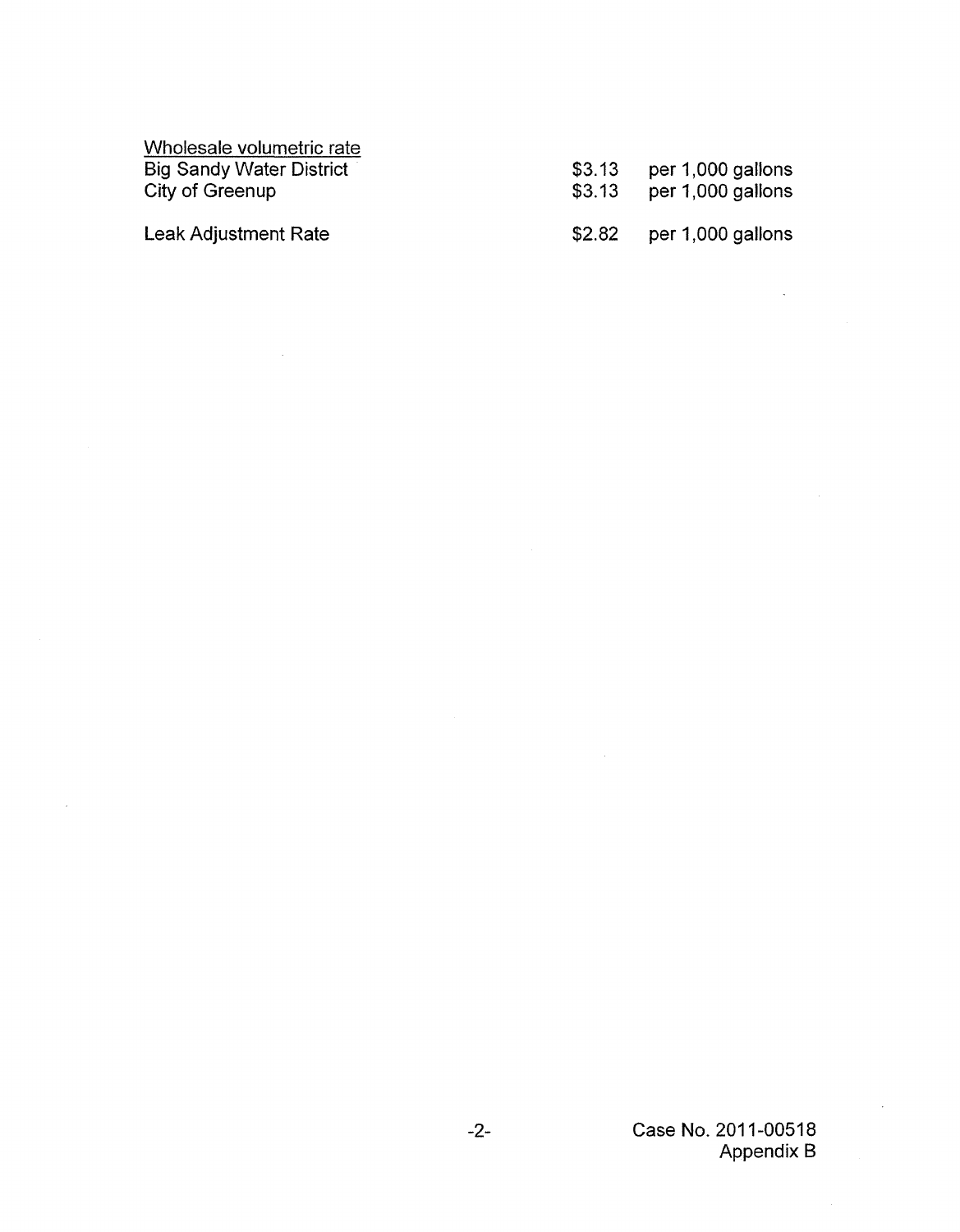<u>Wholesale volumetric rate</u>

| | | |
|---|---|---|
| Big Sandy Water District | $3.13 | per 1,000 gallons |
| City of Greenup | $3.13 | per 1,000 gallons |
| Leak Adjustment Rate | $2.82 | per 1,000 gallons |

Case No. 2011-00518
Appendix B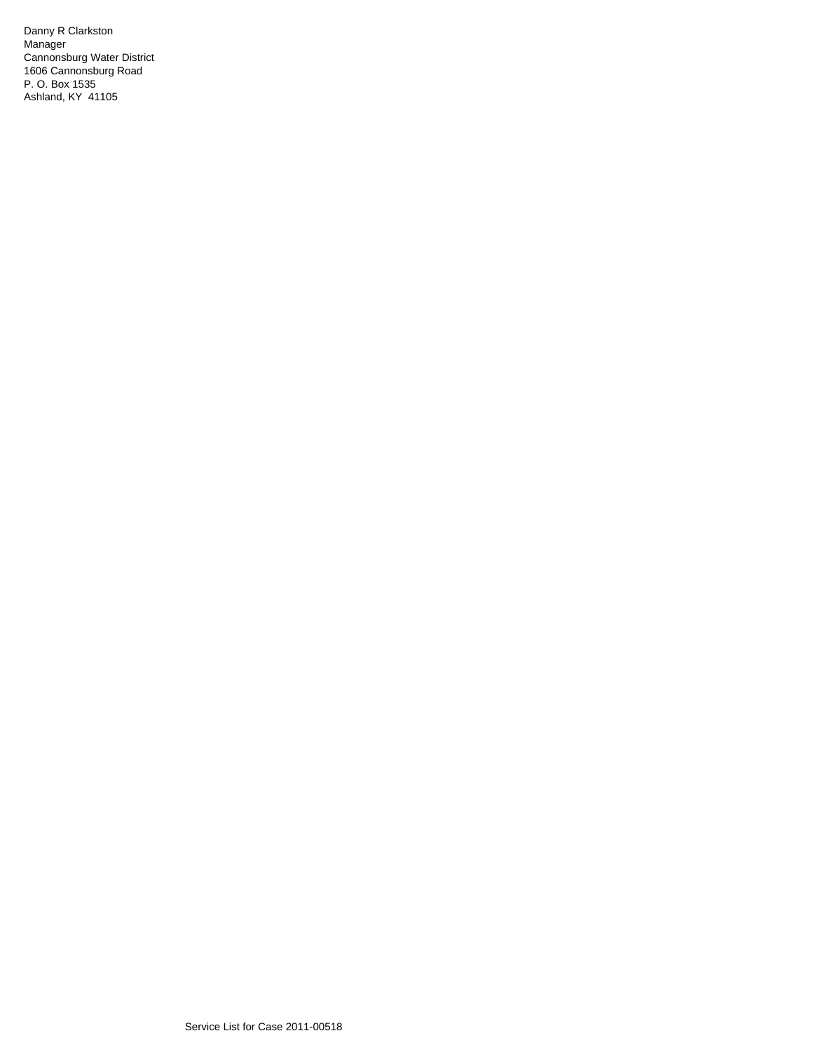Danny R Clarkston
Manager
Cannonsburg Water District
1606 Cannonsburg Road
P. O. Box 1535
Ashland, KY 41105